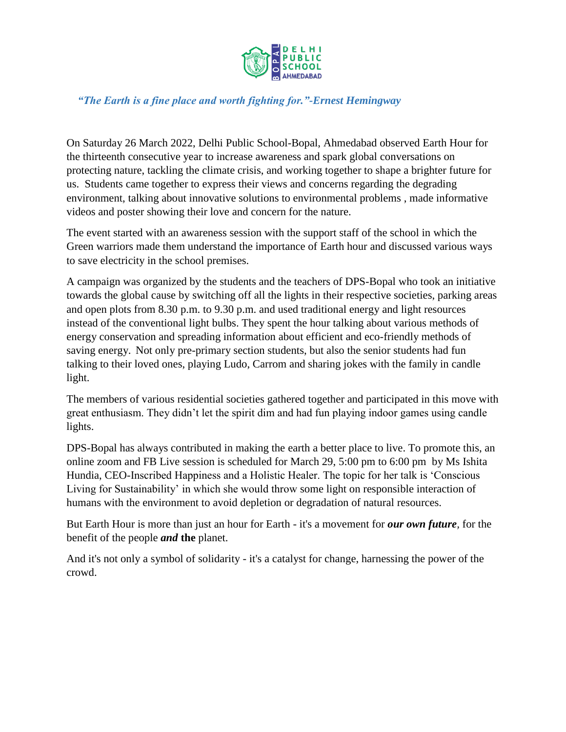DELHI PUBLIC SCHOOL BOPAL AHMEDABAD

*“The Earth is a fine place and worth fighting for.”-Ernest Hemingway*

On Saturday 26 March 2022, Delhi Public School-Bopal, Ahmedabad observed Earth Hour for the thirteenth consecutive year to increase awareness and spark global conversations on protecting nature, tackling the climate crisis, and working together to shape a brighter future for us. Students came together to express their views and concerns regarding the degrading environment, talking about innovative solutions to environmental problems , made informative videos and poster showing their love and concern for the nature.

The event started with an awareness session with the support staff of the school in which the Green warriors made them understand the importance of Earth hour and discussed various ways to save electricity in the school premises.

A campaign was organized by the students and the teachers of DPS-Bopal who took an initiative towards the global cause by switching off all the lights in their respective societies, parking areas and open plots from 8.30 p.m. to 9.30 p.m. and used traditional energy and light resources instead of the conventional light bulbs. They spent the hour talking about various methods of energy conservation and spreading information about efficient and eco-friendly methods of saving energy. Not only pre-primary section students, but also the senior students had fun talking to their loved ones, playing Ludo, Carrom and sharing jokes with the family in candle light.

The members of various residential societies gathered together and participated in this move with great enthusiasm. They didn’t let the spirit dim and had fun playing indoor games using candle lights.

DPS-Bopal has always contributed in making the earth a better place to live. To promote this, an online zoom and FB Live session is scheduled for March 29, 5:00 pm to 6:00 pm by Ms Ishita Hundia, CEO-Inscribed Happiness and a Holistic Healer. The topic for her talk is ‘Conscious Living for Sustainability’ in which she would throw some light on responsible interaction of humans with the environment to avoid depletion or degradation of natural resources.

But Earth Hour is more than just an hour for Earth - it's a movement for ***our own future***, for the benefit of the people ***and*** **the** planet.

And it's not only a symbol of solidarity - it's a catalyst for change, harnessing the power of the crowd.